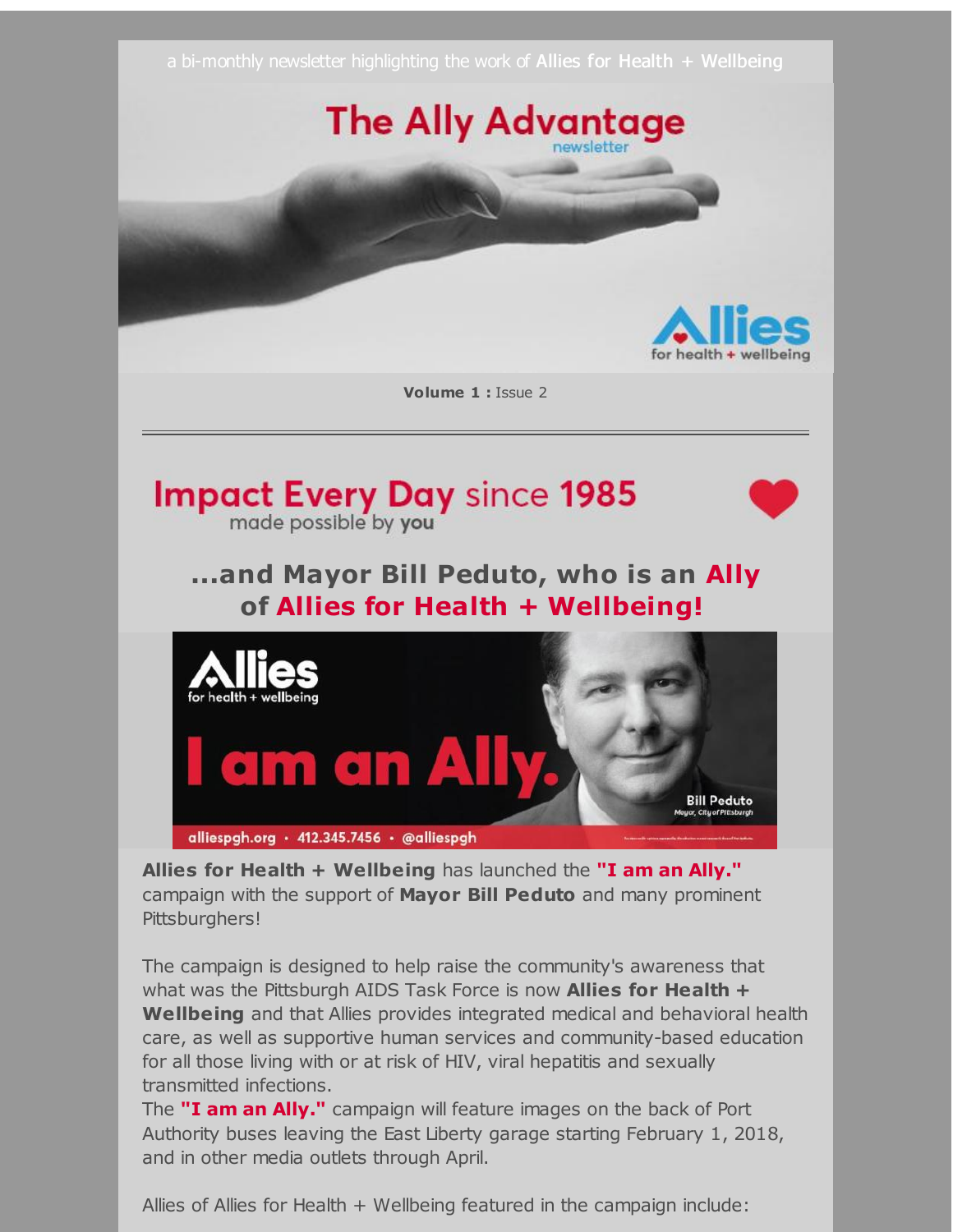a bi-monthly newsletter highlighting the work of **Allies for Health + Wellbeing**

# The Ally Advantage

newsletter

Allies for health + wellbeing

**Volume 1 :** Issue 2

---

## Impact Every Day since 1985

made possible by **you**

## ...and Mayor Bill Peduto, who is an Ally of Allies for Health + Wellbeing!

Allies for health + wellbeing

I am an Ally.

Bill Peduto
*Mayor, City of Pittsburgh*

alliespgh.org • 412.345.7456 • @alliespgh

**Allies for Health + Wellbeing** has launched the **"I am an Ally."** campaign with the support of **Mayor Bill Peduto** and many prominent Pittsburghers!

The campaign is designed to help raise the community's awareness that what was the Pittsburgh AIDS Task Force is now **Allies for Health + Wellbeing** and that Allies provides integrated medical and behavioral health care, as well as supportive human services and community-based education for all those living with or at risk of HIV, viral hepatitis and sexually transmitted infections.

The **"I am an Ally."** campaign will feature images on the back of Port Authority buses leaving the East Liberty garage starting February 1, 2018, and in other media outlets through April.

Allies of Allies for Health + Wellbeing featured in the campaign include: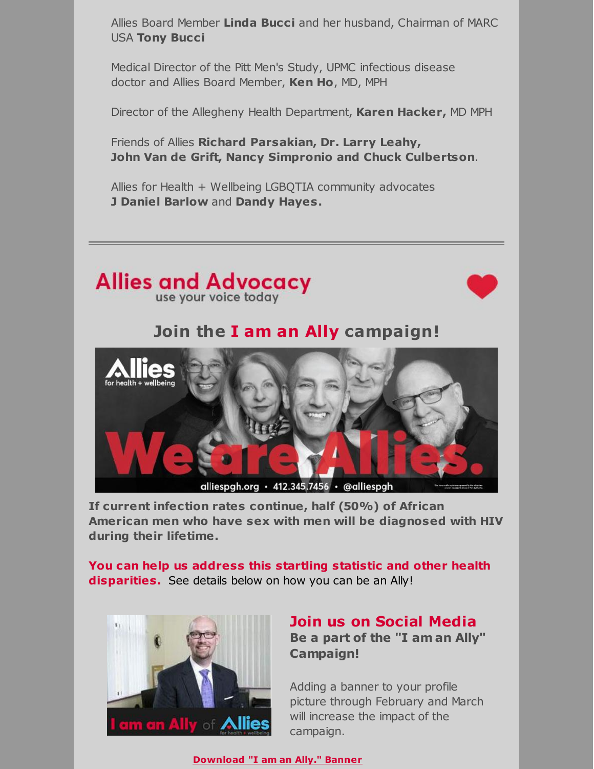Allies Board Member **Linda Bucci** and her husband, Chairman of MARC USA **Tony Bucci**

Medical Director of the Pitt Men's Study, UPMC infectious disease doctor and Allies Board Member, **Ken Ho**, MD, MPH

Director of the Allegheny Health Department, **Karen Hacker,** MD MPH

Friends of Allies **Richard Parsakian, Dr. Larry Leahy, John Van de Grift, Nancy Simpronio and Chuck Culbertson**.

Allies for Health + Wellbeing LGBQTIA community advocates **J Daniel Barlow** and **Dandy Hayes.**

---

## Allies and Advocacy

use your voice today

## Join the I am an Ally campaign!

**If current infection rates continue, half (50%) of African American men who have sex with men will be diagnosed with HIV during their lifetime.**

**You can help us address this startling statistic and other health disparities.** See details below on how you can be an Ally!

### Join us on Social Media

**Be a part of the "I am an Ally" Campaign!**

Adding a banner to your profile picture through February and March will increase the impact of the campaign.

**Download "I am an Ally." Banner**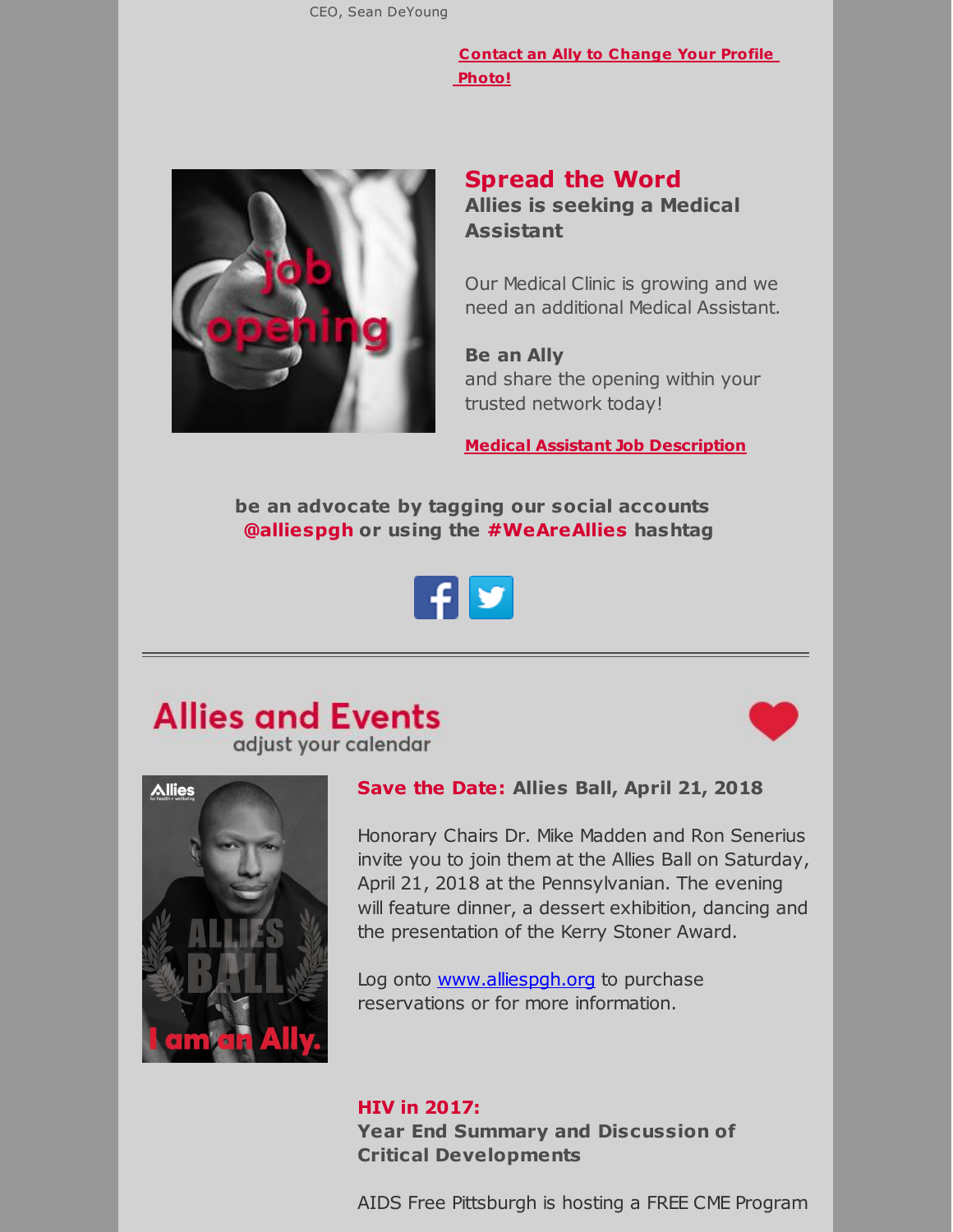CEO, Sean DeYoung

**Contact an Ally to Change Your Profile Photo!**

## Spread the Word

**Allies is seeking a Medical Assistant**

Our Medical Clinic is growing and we need an additional Medical Assistant.

**Be an Ally**
and share the opening within your trusted network today!

**Medical Assistant Job Description**

**be an advocate by tagging our social accounts @alliespgh or using the #WeAreAllies hashtag**

---

## Allies and Events

adjust your calendar

**Save the Date: Allies Ball, April 21, 2018**

Honorary Chairs Dr. Mike Madden and Ron Senerius invite you to join them at the Allies Ball on Saturday, April 21, 2018 at the Pennsylvanian. The evening will feature dinner, a dessert exhibition, dancing and the presentation of the Kerry Stoner Award.

Log onto www.alliespgh.org to purchase reservations or for more information.

**HIV in 2017:**
**Year End Summary and Discussion of Critical Developments**

AIDS Free Pittsburgh is hosting a FREE CME Program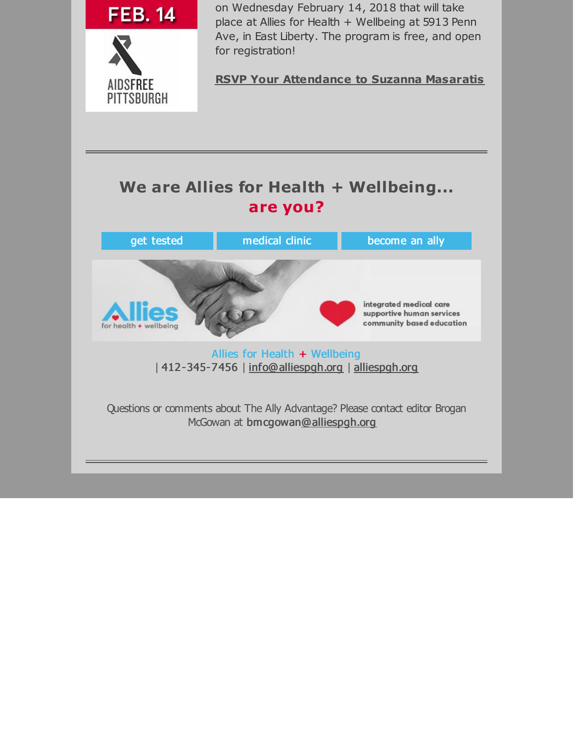FEB. 14

AIDSFREE PITTSBURGH

on Wednesday February 14, 2018 that will take place at Allies for Health + Wellbeing at 5913 Penn Ave, in East Liberty. The program is free, and open for registration!

**RSVP Your Attendance to Suzanna Masaratis**

---

## We are Allies for Health + Wellbeing... are you?

get tested | medical clinic | become an ally

Allies for health + wellbeing

integrated medical care
supportive human services
community based education

Allies for Health + Wellbeing
| 412-345-7456 | info@alliespgh.org | alliespgh.org

Questions or comments about The Ally Advantage? Please contact editor Brogan McGowan at **bmcgowan@alliespgh.org**

---